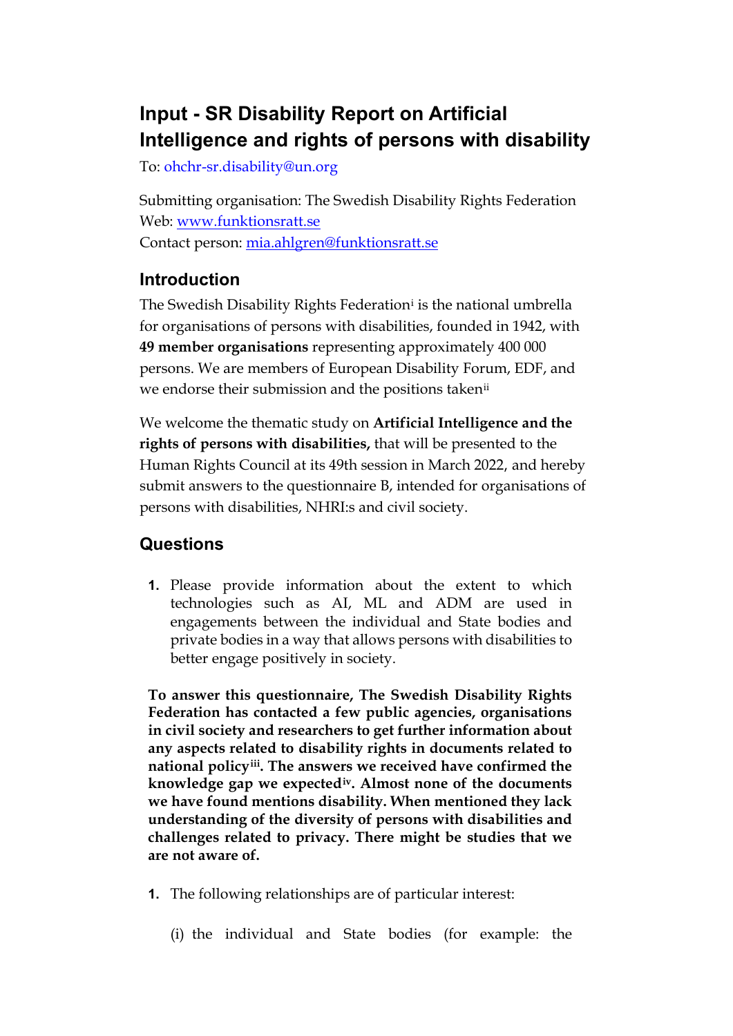# Input - SR Disability Report on Artificial Intelligence and rights of persons with disability

To: ohchr-sr.disability@un.org

Submitting organisation: The Swedish Disability Rights Federation
Web: [www.funktionsratt.se](www.funktionsratt.se)
Contact person: [mia.ahlgren@funktionsratt.se](mailto:mia.ahlgren@funktionsratt.se)

## Introduction

The Swedish Disability Rights Federation[i] is the national umbrella for organisations of persons with disabilities, founded in 1942, with **49 member organisations** representing approximately 400 000 persons. We are members of European Disability Forum, EDF, and we endorse their submission and the positions taken[ii]

We welcome the thematic study on **Artificial Intelligence and the rights of persons with disabilities,** that will be presented to the Human Rights Council at its 49th session in March 2022, and hereby submit answers to the questionnaire B, intended for organisations of persons with disabilities, NHRI:s and civil society.

## Questions

1. Please provide information about the extent to which technologies such as AI, ML and ADM are used in engagements between the individual and State bodies and private bodies in a way that allows persons with disabilities to better engage positively in society.

**To answer this questionnaire, The Swedish Disability Rights Federation has contacted a few public agencies, organisations in civil society and researchers to get further information about any aspects related to disability rights in documents related to national policy[iii]. The answers we received have confirmed the knowledge gap we expected[iv]. Almost none of the documents we have found mentions disability. When mentioned they lack understanding of the diversity of persons with disabilities and challenges related to privacy. There might be studies that we are not aware of.**

1. The following relationships are of particular interest:

   (i) the individual and State bodies (for example: the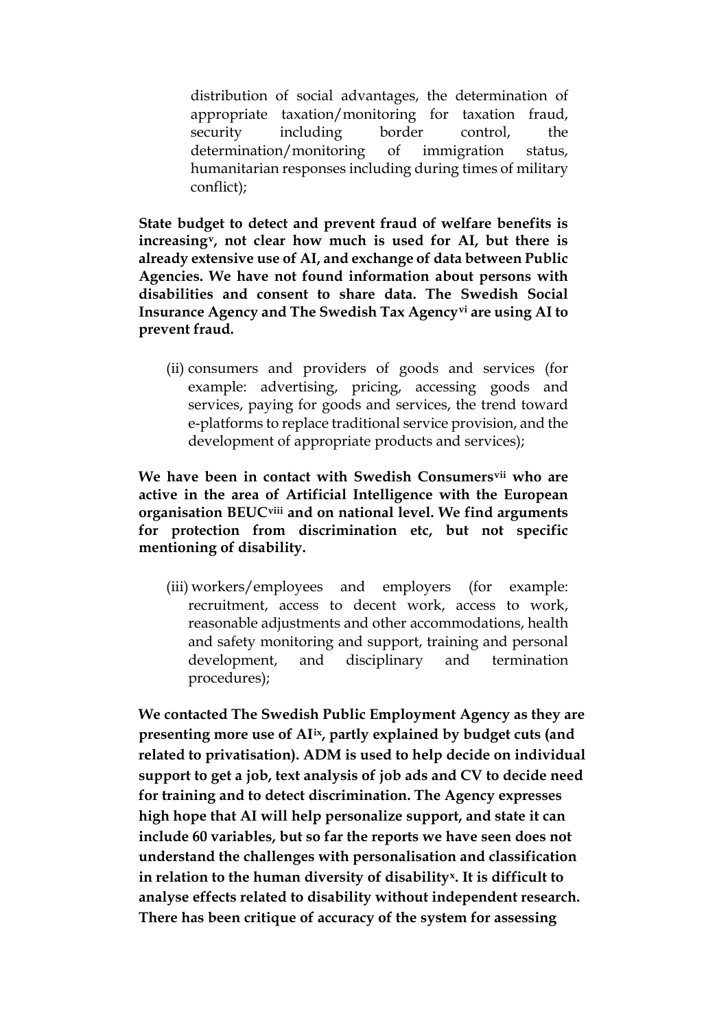distribution of social advantages, the determination of appropriate taxation/monitoring for taxation fraud, security including border control, the determination/monitoring of immigration status, humanitarian responses including during times of military conflict);

**State budget to detect and prevent fraud of welfare benefits is increasing[v], not clear how much is used for AI, but there is already extensive use of AI, and exchange of data between Public Agencies. We have not found information about persons with disabilities and consent to share data. The Swedish Social Insurance Agency and The Swedish Tax Agency[vi] are using AI to prevent fraud.**

(ii) consumers and providers of goods and services (for example: advertising, pricing, accessing goods and services, paying for goods and services, the trend toward e-platforms to replace traditional service provision, and the development of appropriate products and services);

**We have been in contact with Swedish Consumers[vii] who are active in the area of Artificial Intelligence with the European organisation BEUC[viii] and on national level. We find arguments for protection from discrimination etc, but not specific mentioning of disability.**

(iii) workers/employees and employers (for example: recruitment, access to decent work, access to work, reasonable adjustments and other accommodations, health and safety monitoring and support, training and personal development, and disciplinary and termination procedures);

**We contacted The Swedish Public Employment Agency as they are presenting more use of AI[ix], partly explained by budget cuts (and related to privatisation). ADM is used to help decide on individual support to get a job, text analysis of job ads and CV to decide need for training and to detect discrimination. The Agency expresses high hope that AI will help personalize support, and state it can include 60 variables, but so far the reports we have seen does not understand the challenges with personalisation and classification in relation to the human diversity of disability[x]. It is difficult to analyse effects related to disability without independent research. There has been critique of accuracy of the system for assessing**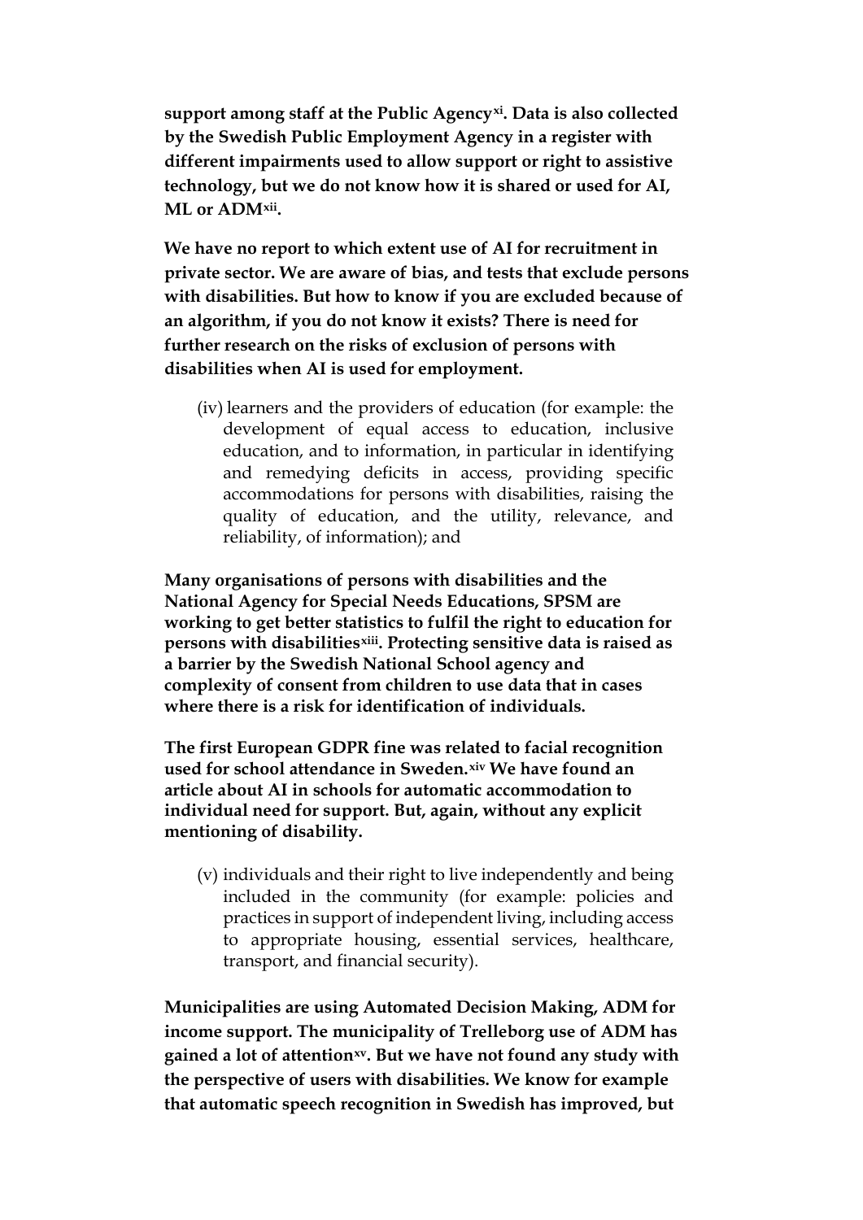**support among staff at the Public Agency[xi]. Data is also collected by the Swedish Public Employment Agency in a register with different impairments used to allow support or right to assistive technology, but we do not know how it is shared or used for AI, ML or ADM[xii].**

**We have no report to which extent use of AI for recruitment in private sector. We are aware of bias, and tests that exclude persons with disabilities. But how to know if you are excluded because of an algorithm, if you do not know it exists? There is need for further research on the risks of exclusion of persons with disabilities when AI is used for employment.**

(iv) learners and the providers of education (for example: the development of equal access to education, inclusive education, and to information, in particular in identifying and remedying deficits in access, providing specific accommodations for persons with disabilities, raising the quality of education, and the utility, relevance, and reliability, of information); and

**Many organisations of persons with disabilities and the National Agency for Special Needs Educations, SPSM are working to get better statistics to fulfil the right to education for persons with disabilities[xiii]. Protecting sensitive data is raised as a barrier by the Swedish National School agency and complexity of consent from children to use data that in cases where there is a risk for identification of individuals.**

**The first European GDPR fine was related to facial recognition used for school attendance in Sweden.[xiv] We have found an article about AI in schools for automatic accommodation to individual need for support. But, again, without any explicit mentioning of disability.**

(v) individuals and their right to live independently and being included in the community (for example: policies and practices in support of independent living, including access to appropriate housing, essential services, healthcare, transport, and financial security).

**Municipalities are using Automated Decision Making, ADM for income support. The municipality of Trelleborg use of ADM has gained a lot of attention[xv]. But we have not found any study with the perspective of users with disabilities. We know for example that automatic speech recognition in Swedish has improved, but**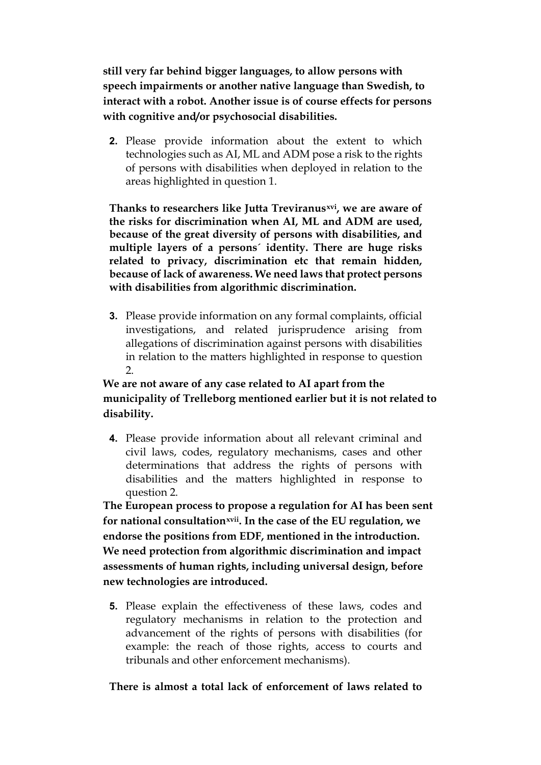**still very far behind bigger languages, to allow persons with speech impairments or another native language than Swedish, to interact with a robot. Another issue is of course effects for persons with cognitive and/or psychosocial disabilities.**

2. Please provide information about the extent to which technologies such as AI, ML and ADM pose a risk to the rights of persons with disabilities when deployed in relation to the areas highlighted in question 1.

**Thanks to researchers like Jutta Treviranus[xvi], we are aware of the risks for discrimination when AI, ML and ADM are used, because of the great diversity of persons with disabilities, and multiple layers of a persons´ identity. There are huge risks related to privacy, discrimination etc that remain hidden, because of lack of awareness. We need laws that protect persons with disabilities from algorithmic discrimination.**

3. Please provide information on any formal complaints, official investigations, and related jurisprudence arising from allegations of discrimination against persons with disabilities in relation to the matters highlighted in response to question 2.

**We are not aware of any case related to AI apart from the municipality of Trelleborg mentioned earlier but it is not related to disability.**

4. Please provide information about all relevant criminal and civil laws, codes, regulatory mechanisms, cases and other determinations that address the rights of persons with disabilities and the matters highlighted in response to question 2.

**The European process to propose a regulation for AI has been sent for national consultation[xvii]. In the case of the EU regulation, we endorse the positions from EDF, mentioned in the introduction. We need protection from algorithmic discrimination and impact assessments of human rights, including universal design, before new technologies are introduced.**

5. Please explain the effectiveness of these laws, codes and regulatory mechanisms in relation to the protection and advancement of the rights of persons with disabilities (for example: the reach of those rights, access to courts and tribunals and other enforcement mechanisms).

**There is almost a total lack of enforcement of laws related to**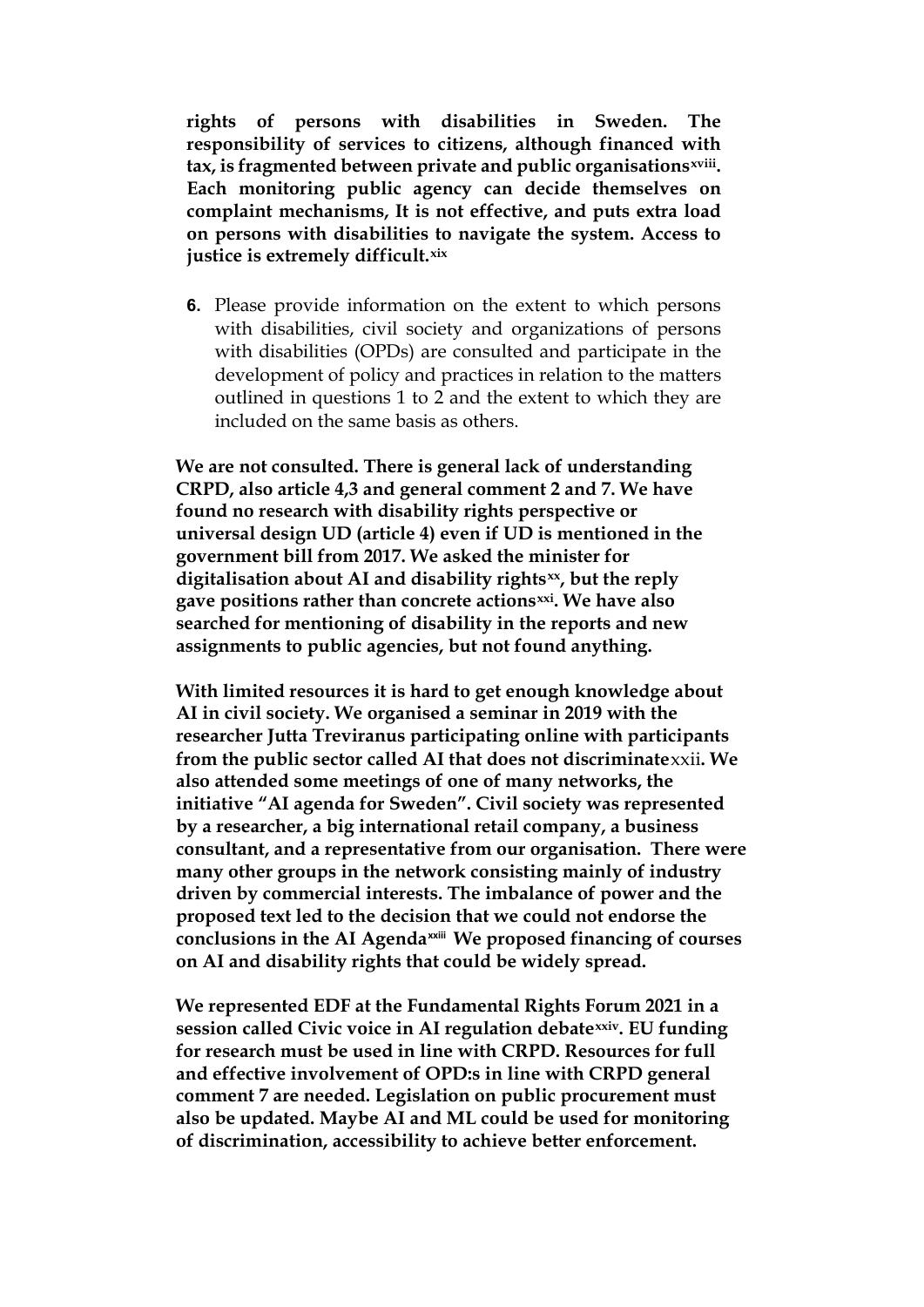**rights of persons with disabilities in Sweden. The responsibility of services to citizens, although financed with tax, is fragmented between private and public organisations[xviii]. Each monitoring public agency can decide themselves on complaint mechanisms, It is not effective, and puts extra load on persons with disabilities to navigate the system. Access to justice is extremely difficult.[xix]**

6. Please provide information on the extent to which persons with disabilities, civil society and organizations of persons with disabilities (OPDs) are consulted and participate in the development of policy and practices in relation to the matters outlined in questions 1 to 2 and the extent to which they are included on the same basis as others.

**We are not consulted. There is general lack of understanding CRPD, also article 4,3 and general comment 2 and 7. We have found no research with disability rights perspective or universal design UD (article 4) even if UD is mentioned in the government bill from 2017. We asked the minister for digitalisation about AI and disability rights[xx], but the reply gave positions rather than concrete actions[xxi]. We have also searched for mentioning of disability in the reports and new assignments to public agencies, but not found anything.**

**With limited resources it is hard to get enough knowledge about AI in civil society. We organised a seminar in 2019 with the researcher Jutta Treviranus participating online with participants from the public sector called AI that does not discriminate[xxii]. We also attended some meetings of one of many networks, the initiative "AI agenda for Sweden". Civil society was represented by a researcher, a big international retail company, a business consultant, and a representative from our organisation. There were many other groups in the network consisting mainly of industry driven by commercial interests. The imbalance of power and the proposed text led to the decision that we could not endorse the conclusions in the AI Agenda[xxiii] We proposed financing of courses on AI and disability rights that could be widely spread.**

**We represented EDF at the Fundamental Rights Forum 2021 in a session called Civic voice in AI regulation debate[xxiv]. EU funding for research must be used in line with CRPD. Resources for full and effective involvement of OPD:s in line with CRPD general comment 7 are needed. Legislation on public procurement must also be updated. Maybe AI and ML could be used for monitoring of discrimination, accessibility to achieve better enforcement.**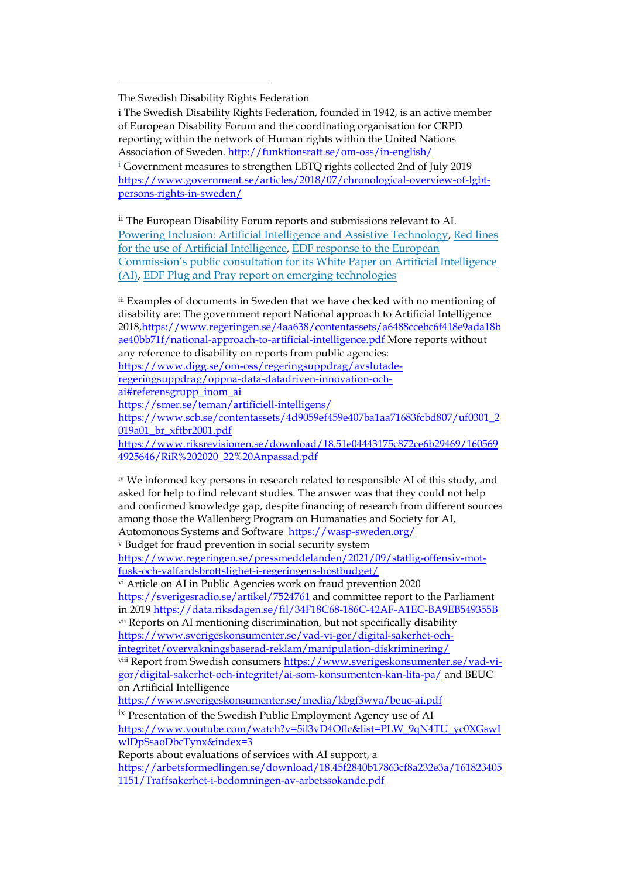The Swedish Disability Rights Federation

i The Swedish Disability Rights Federation, founded in 1942, is an active member of European Disability Forum and the coordinating organisation for CRPD reporting within the network of Human rights within the United Nations Association of Sweden. http://funktionsratt.se/om-oss/in-english/

[i] Government measures to strengthen LBTQ rights collected 2nd of July 2019 https://www.government.se/articles/2018/07/chronological-overview-of-lgbt-persons-rights-in-sweden/

[ii] The European Disability Forum reports and submissions relevant to AI. Powering Inclusion: Artificial Intelligence and Assistive Technology, Red lines for the use of Artificial Intelligence, EDF response to the European Commission's public consultation for its White Paper on Artificial Intelligence (AI), EDF Plug and Pray report on emerging technologies

[iii] Examples of documents in Sweden that we have checked with no mentioning of disability are: The government report National approach to Artificial Intelligence 2018,https://www.regeringen.se/4aa638/contentassets/a6488ccebc6f418e9ada18bae40bb71f/national-approach-to-artificial-intelligence.pdf More reports without any reference to disability on reports from public agencies:
https://www.digg.se/om-oss/regeringsuppdrag/avslutade-regeringsuppdrag/oppna-data-datadriven-innovation-och-ai#referensgrupp_inom_ai
https://smer.se/teman/artificiell-intelligens/
https://www.scb.se/contentassets/4d9059ef459e407ba1aa71683fcbd807/uf0301_2019a01_br_xftbr2001.pdf
https://www.riksrevisionen.se/download/18.51e04443175c872ce6b29469/1605694925646/RiR%202020_22%20Anpassad.pdf

[iv] We informed key persons in research related to responsible AI of this study, and asked for help to find relevant studies. The answer was that they could not help and confirmed knowledge gap, despite financing of research from different sources among those the Wallenberg Program on Humanaties and Society for AI, Automomous Systems and Software https://wasp-sweden.org/

[v] Budget for fraud prevention in social security system https://www.regeringen.se/pressmeddelanden/2021/09/statlig-offensiv-mot-fusk-och-valfardsbrottslighet-i-regeringens-hostbudget/

[vi] Article on AI in Public Agencies work on fraud prevention 2020 https://sverigesradio.se/artikel/7524761 and committee report to the Parliament in 2019 https://data.riksdagen.se/fil/34F18C68-186C-42AF-A1EC-BA9EB549355B

[vii] Reports on AI mentioning discrimination, but not specifically disability https://www.sverigeskonsumenter.se/vad-vi-gor/digital-sakerhet-och-integritet/overvakningsbaserad-reklam/manipulation-diskriminering/

[viii] Report from Swedish consumers https://www.sverigeskonsumenter.se/vad-vi-gor/digital-sakerhet-och-integritet/ai-som-konsumenten-kan-lita-pa/ and BEUC on Artificial Intelligence https://www.sverigeskonsumenter.se/media/kbgf3wya/beuc-ai.pdf

[ix] Presentation of the Swedish Public Employment Agency use of AI https://www.youtube.com/watch?v=5il3vD4Oflc&list=PLW_9qN4TU_yc0XGswIwlDpSsaoDbcTynx&index=3
Reports about evaluations of services with AI support, a https://arbetsformedlingen.se/download/18.45f2840b17863cf8a232e3a/1618234051151/Traffsakerhet-i-bedomningen-av-arbetssokande.pdf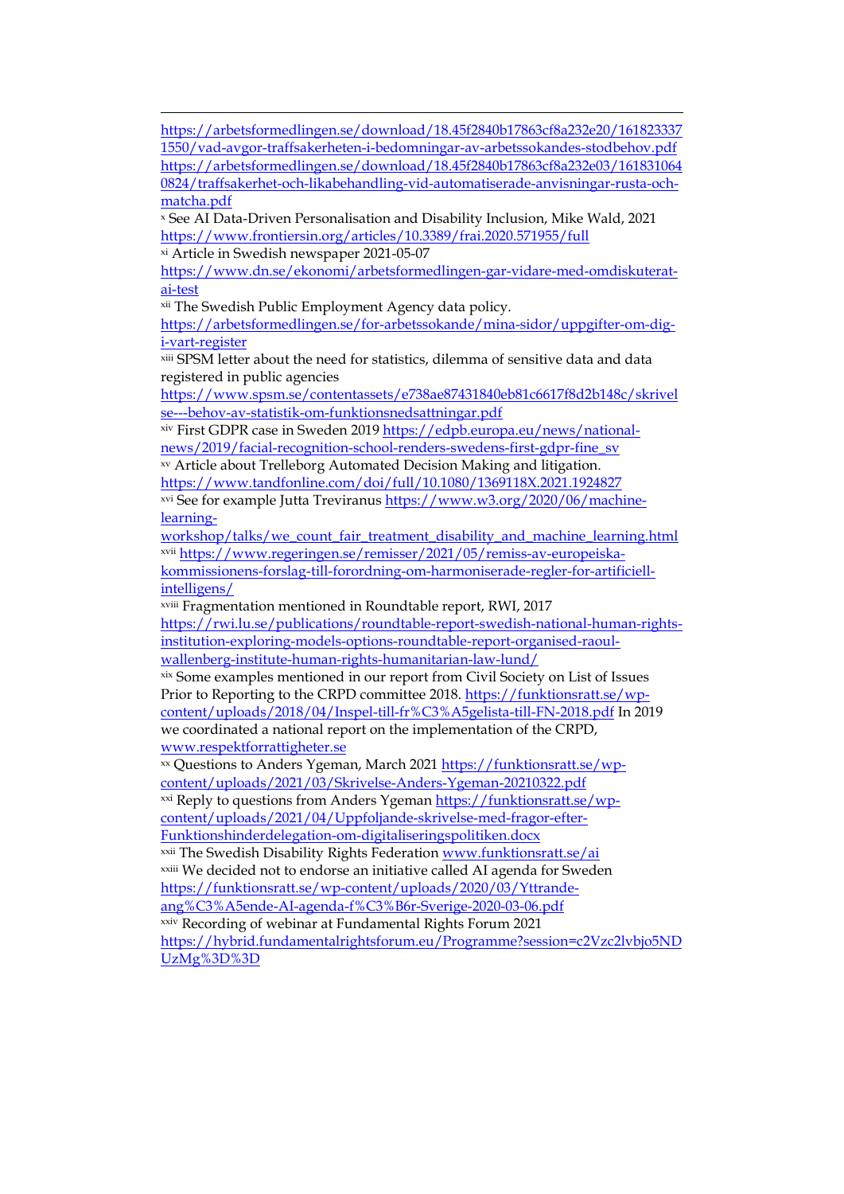https://arbetsformedlingen.se/download/18.45f2840b17863cf8a232e20/1618233371550/vad-avgor-traffsakerheten-i-bedomningar-av-arbetssokandes-stodbehov.pdf
https://arbetsformedlingen.se/download/18.45f2840b17863cf8a232e03/1618310640824/traffsakerhet-och-likabehandling-vid-automatiserade-anvisningar-rusta-och-matcha.pdf

[x] See AI Data-Driven Personalisation and Disability Inclusion, Mike Wald, 2021 https://www.frontiersin.org/articles/10.3389/frai.2020.571955/full

[xi] Article in Swedish newspaper 2021-05-07 https://www.dn.se/ekonomi/arbetsformedlingen-gar-vidare-med-omdiskuterat-ai-test

[xii] The Swedish Public Employment Agency data policy. https://arbetsformedlingen.se/for-arbetssokande/mina-sidor/uppgifter-om-dig-i-vart-register

[xiii] SPSM letter about the need for statistics, dilemma of sensitive data and data registered in public agencies https://www.spsm.se/contentassets/e738ae87431840eb81c6617f8d2b148c/skrivelse---behov-av-statistik-om-funktionsnedsattningar.pdf

[xiv] First GDPR case in Sweden 2019 https://edpb.europa.eu/news/national-news/2019/facial-recognition-school-renders-swedens-first-gdpr-fine_sv

[xv] Article about Trelleborg Automated Decision Making and litigation. https://www.tandfonline.com/doi/full/10.1080/1369118X.2021.1924827

[xvi] See for example Jutta Treviranus https://www.w3.org/2020/06/machine-learning-workshop/talks/we_count_fair_treatment_disability_and_machine_learning.html

[xvii] https://www.regeringen.se/remisser/2021/05/remiss-av-europeiska-kommissionens-forslag-till-forordning-om-harmoniserade-regler-for-artificiell-intelligens/

[xviii] Fragmentation mentioned in Roundtable report, RWI, 2017 https://rwi.lu.se/publications/roundtable-report-swedish-national-human-rights-institution-exploring-models-options-roundtable-report-organised-raoul-wallenberg-institute-human-rights-humanitarian-law-lund/

[xix] Some examples mentioned in our report from Civil Society on List of Issues Prior to Reporting to the CRPD committee 2018. https://funktionsratt.se/wp-content/uploads/2018/04/Inspel-till-fr%C3%A5gelista-till-FN-2018.pdf In 2019 we coordinated a national report on the implementation of the CRPD, www.respektforrattigheter.se

[xx] Questions to Anders Ygeman, March 2021 https://funktionsratt.se/wp-content/uploads/2021/03/Skrivelse-Anders-Ygeman-20210322.pdf

[xxi] Reply to questions from Anders Ygeman https://funktionsratt.se/wp-content/uploads/2021/04/Uppfoljande-skrivelse-med-fragor-efter-Funktionshinderdelegation-om-digitaliseringspolitiken.docx

[xxii] The Swedish Disability Rights Federation www.funktionsratt.se/ai

[xxiii] We decided not to endorse an initiative called AI agenda for Sweden https://funktionsratt.se/wp-content/uploads/2020/03/Yttrande-ang%C3%A5ende-AI-agenda-f%C3%B6r-Sverige-2020-03-06.pdf

[xxiv] Recording of webinar at Fundamental Rights Forum 2021 https://hybrid.fundamentalrightsforum.eu/Programme?session=c2Vzc2lvbjo5NDUzMg%3D%3D